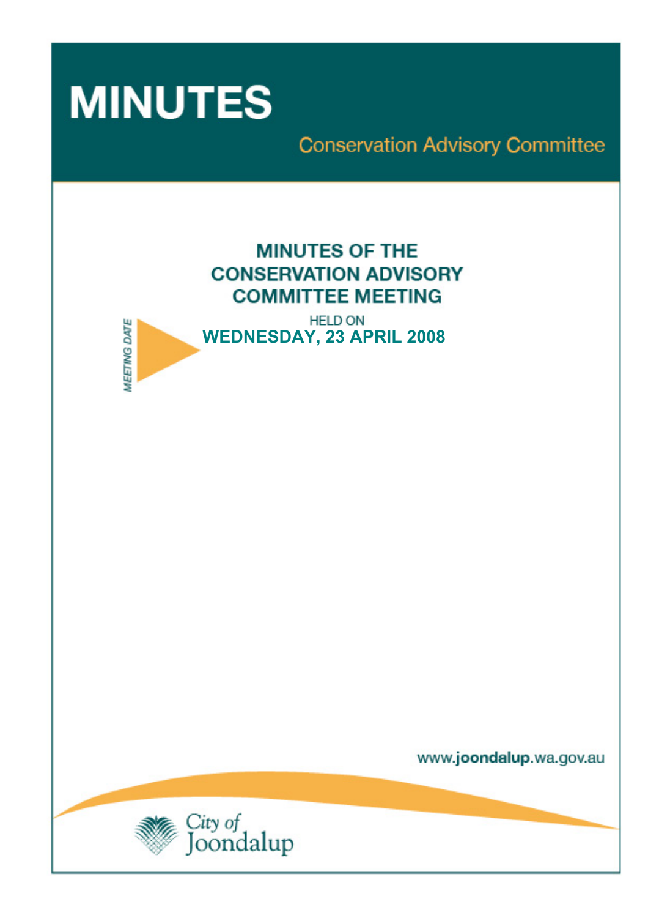# MINUTES

## Conservation Advisory Committee

## MINUTES OF THE CONSERVATION ADVISORY COMMITTEE MEETING

MEETING DATE

HELD ON

**WEDNESDAY, 23 APRIL 2008**

www.joondalup.wa.gov.au

City of Joondalup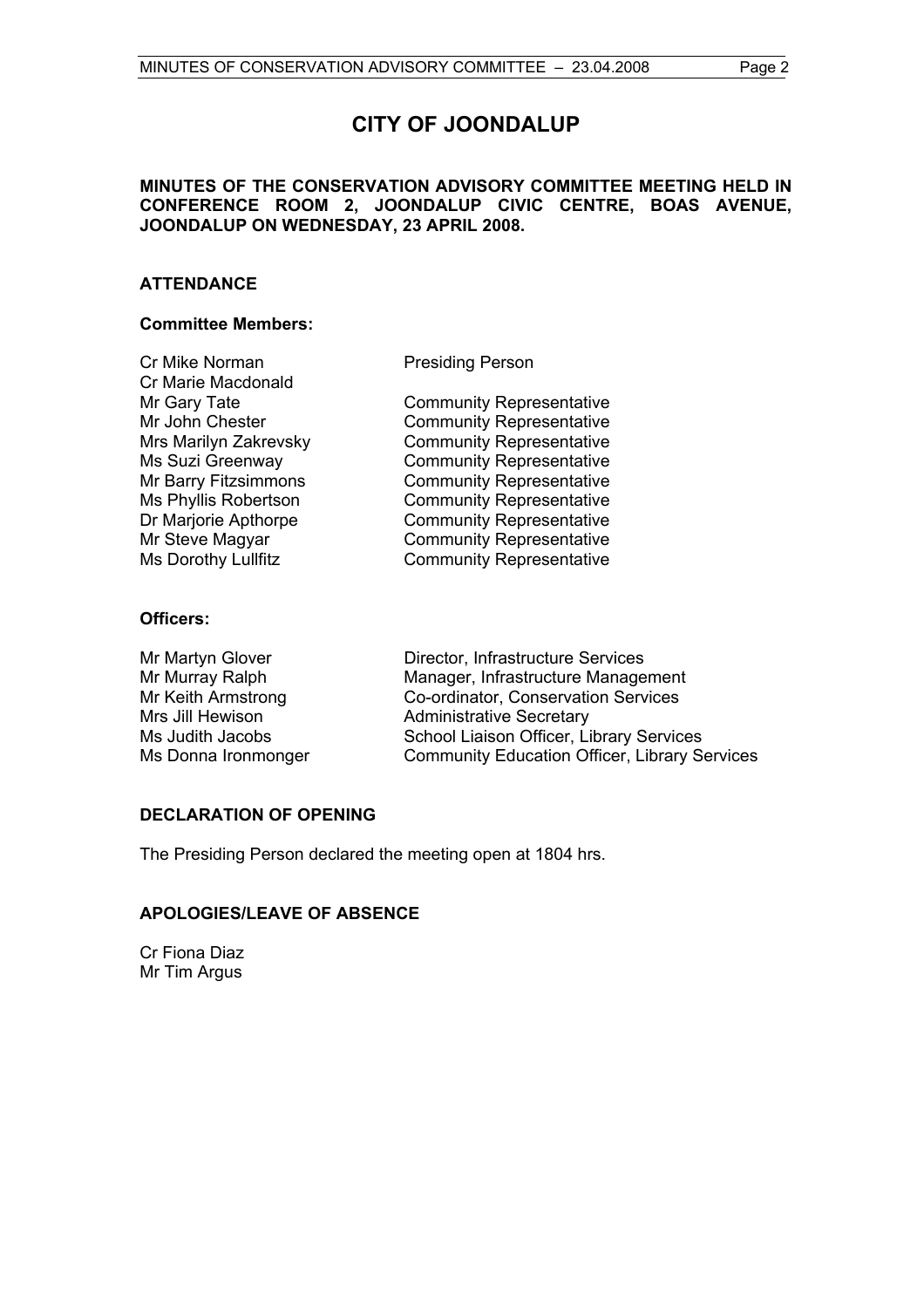# CITY OF JOONDALUP

**MINUTES OF THE CONSERVATION ADVISORY COMMITTEE MEETING HELD IN CONFERENCE ROOM 2, JOONDALUP CIVIC CENTRE, BOAS AVENUE, JOONDALUP ON WEDNESDAY, 23 APRIL 2008.**

## ATTENDANCE

### Committee Members:

| | |
|---|---|
| Cr Mike Norman | Presiding Person |
| Cr Marie Macdonald | |
| Mr Gary Tate | Community Representative |
| Mr John Chester | Community Representative |
| Mrs Marilyn Zakrevsky | Community Representative |
| Ms Suzi Greenway | Community Representative |
| Mr Barry Fitzsimmons | Community Representative |
| Ms Phyllis Robertson | Community Representative |
| Dr Marjorie Apthorpe | Community Representative |
| Mr Steve Magyar | Community Representative |
| Ms Dorothy Lullfitz | Community Representative |

### Officers:

| | |
|---|---|
| Mr Martyn Glover | Director, Infrastructure Services |
| Mr Murray Ralph | Manager, Infrastructure Management |
| Mr Keith Armstrong | Co-ordinator, Conservation Services |
| Mrs Jill Hewison | Administrative Secretary |
| Ms Judith Jacobs | School Liaison Officer, Library Services |
| Ms Donna Ironmonger | Community Education Officer, Library Services |

## DECLARATION OF OPENING

The Presiding Person declared the meeting open at 1804 hrs.

## APOLOGIES/LEAVE OF ABSENCE

Cr Fiona Diaz
Mr Tim Argus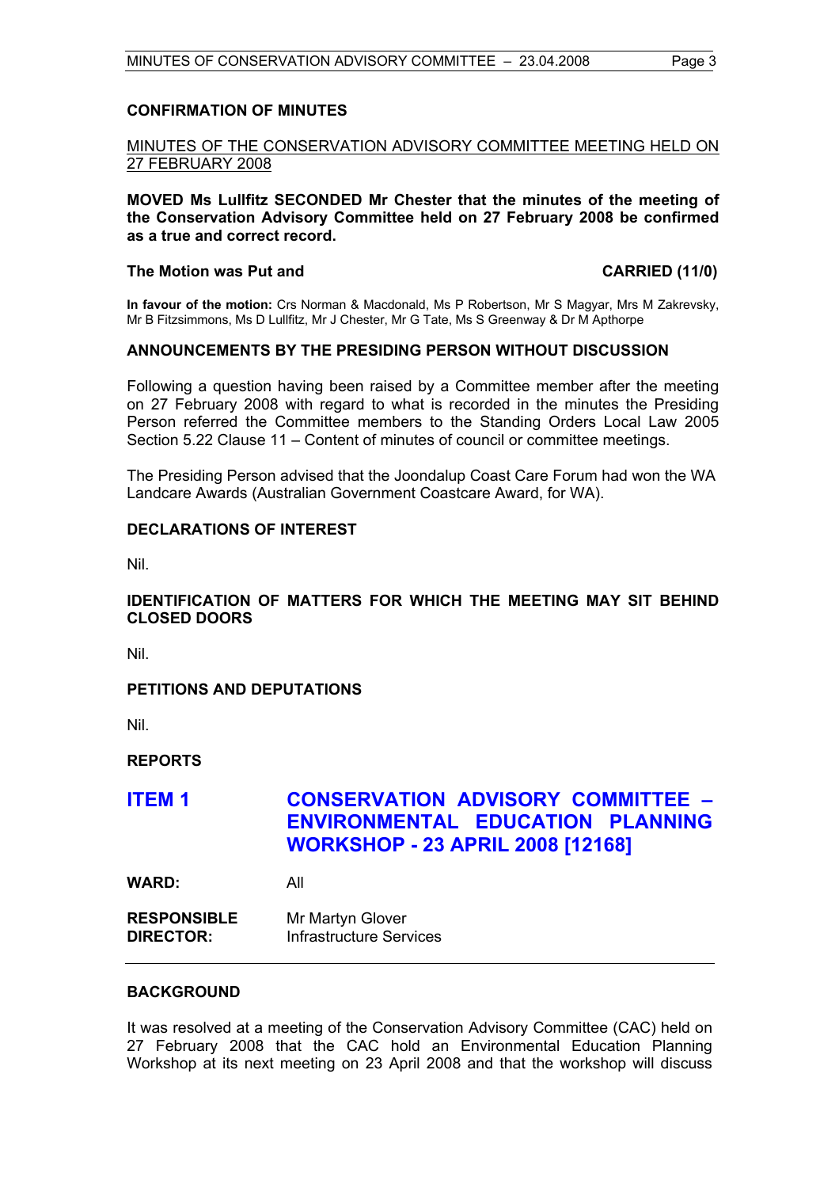## CONFIRMATION OF MINUTES

MINUTES OF THE CONSERVATION ADVISORY COMMITTEE MEETING HELD ON 27 FEBRUARY 2008

**MOVED Ms Lullfitz SECONDED Mr Chester that the minutes of the meeting of the Conservation Advisory Committee held on 27 February 2008 be confirmed as a true and correct record.**

**The Motion was Put and CARRIED (11/0)**

**In favour of the motion:** Crs Norman & Macdonald, Ms P Robertson, Mr S Magyar, Mrs M Zakrevsky, Mr B Fitzsimmons, Ms D Lullfitz, Mr J Chester, Mr G Tate, Ms S Greenway & Dr M Apthorpe

## ANNOUNCEMENTS BY THE PRESIDING PERSON WITHOUT DISCUSSION

Following a question having been raised by a Committee member after the meeting on 27 February 2008 with regard to what is recorded in the minutes the Presiding Person referred the Committee members to the Standing Orders Local Law 2005 Section 5.22 Clause 11 – Content of minutes of council or committee meetings.

The Presiding Person advised that the Joondalup Coast Care Forum had won the WA Landcare Awards (Australian Government Coastcare Award, for WA).

## DECLARATIONS OF INTEREST

Nil.

## IDENTIFICATION OF MATTERS FOR WHICH THE MEETING MAY SIT BEHIND CLOSED DOORS

Nil.

## PETITIONS AND DEPUTATIONS

Nil.

## REPORTS

## ITEM 1 CONSERVATION ADVISORY COMMITTEE – ENVIRONMENTAL EDUCATION PLANNING WORKSHOP - 23 APRIL 2008 [12168]

**WARD:** All

**RESPONSIBLE DIRECTOR:** Mr Martyn Glover
Infrastructure Services

## BACKGROUND

It was resolved at a meeting of the Conservation Advisory Committee (CAC) held on 27 February 2008 that the CAC hold an Environmental Education Planning Workshop at its next meeting on 23 April 2008 and that the workshop will discuss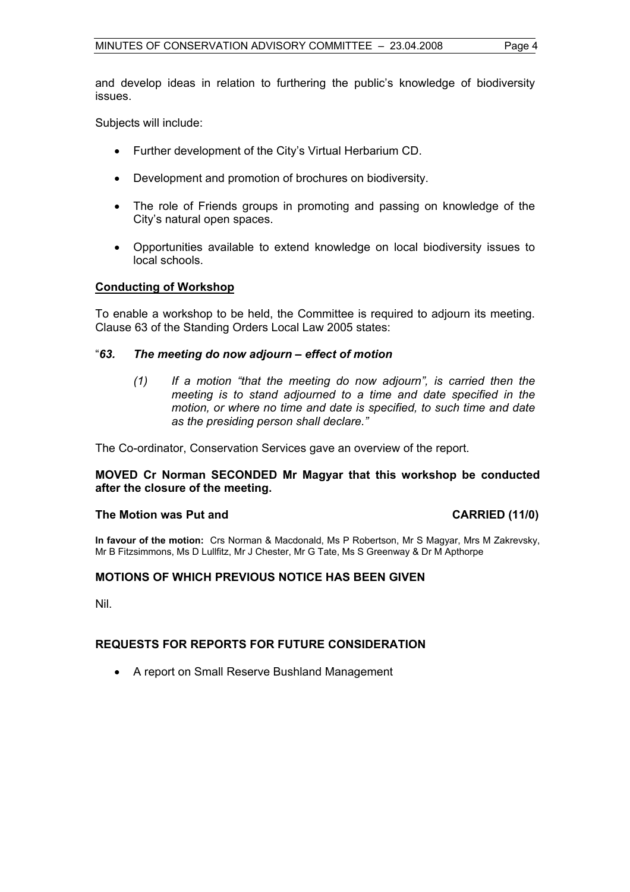and develop ideas in relation to furthering the public's knowledge of biodiversity issues.

Subjects will include:

- Further development of the City's Virtual Herbarium CD.
- Development and promotion of brochures on biodiversity.
- The role of Friends groups in promoting and passing on knowledge of the City's natural open spaces.
- Opportunities available to extend knowledge on local biodiversity issues to local schools.

**Conducting of Workshop**

To enable a workshop to be held, the Committee is required to adjourn its meeting. Clause 63 of the Standing Orders Local Law 2005 states:

"***63. The meeting do now adjourn – effect of motion***

> *(1) If a motion "that the meeting do now adjourn", is carried then the meeting is to stand adjourned to a time and date specified in the motion, or where no time and date is specified, to such time and date as the presiding person shall declare."*

The Co-ordinator, Conservation Services gave an overview of the report.

**MOVED Cr Norman SECONDED Mr Magyar that this workshop be conducted after the closure of the meeting.**

**The Motion was Put and CARRIED (11/0)**

**In favour of the motion:** Crs Norman & Macdonald, Ms P Robertson, Mr S Magyar, Mrs M Zakrevsky, Mr B Fitzsimmons, Ms D Lullfitz, Mr J Chester, Mr G Tate, Ms S Greenway & Dr M Apthorpe

## MOTIONS OF WHICH PREVIOUS NOTICE HAS BEEN GIVEN

Nil.

## REQUESTS FOR REPORTS FOR FUTURE CONSIDERATION

- A report on Small Reserve Bushland Management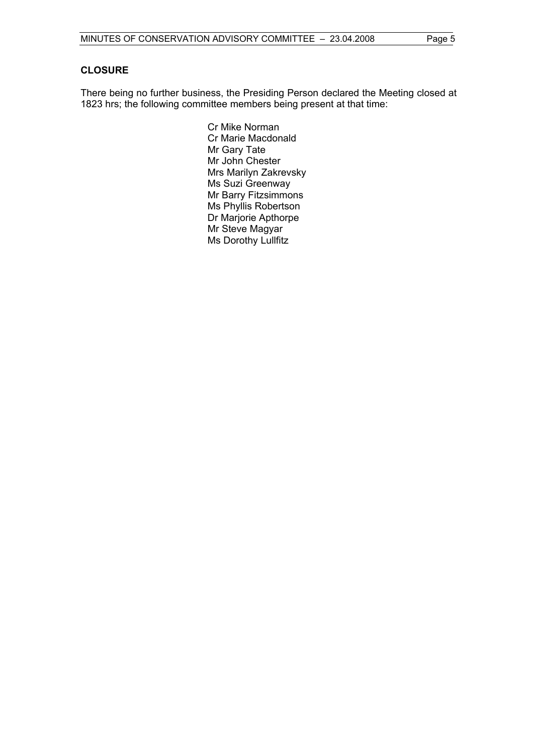## CLOSURE

There being no further business, the Presiding Person declared the Meeting closed at 1823 hrs; the following committee members being present at that time:

Cr Mike Norman
Cr Marie Macdonald
Mr Gary Tate
Mr John Chester
Mrs Marilyn Zakrevsky
Ms Suzi Greenway
Mr Barry Fitzsimmons
Ms Phyllis Robertson
Dr Marjorie Apthorpe
Mr Steve Magyar
Ms Dorothy Lullfitz